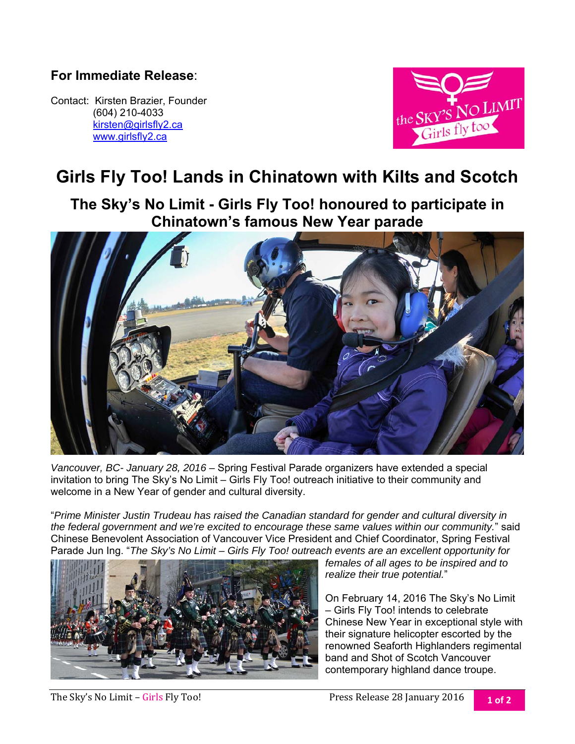**For Immediate Release**:

Contact: Kirsten Brazier, Founder
(604) 210-4033
kirsten@girlsfly2.ca
www.girlsfly2.ca

# Girls Fly Too! Lands in Chinatown with Kilts and Scotch

## The Sky's No Limit - Girls Fly Too! honoured to participate in Chinatown's famous New Year parade

*Vancouver, BC- January 28, 2016* – Spring Festival Parade organizers have extended a special invitation to bring The Sky's No Limit – Girls Fly Too! outreach initiative to their community and welcome in a New Year of gender and cultural diversity.

"*Prime Minister Justin Trudeau has raised the Canadian standard for gender and cultural diversity in the federal government and we're excited to encourage these same values within our community.*" said Chinese Benevolent Association of Vancouver Vice President and Chief Coordinator, Spring Festival Parade Jun Ing. "*The Sky's No Limit – Girls Fly Too! outreach events are an excellent opportunity for females of all ages to be inspired and to realize their true potential.*"

On February 14, 2016 The Sky's No Limit – Girls Fly Too! intends to celebrate Chinese New Year in exceptional style with their signature helicopter escorted by the renowned Seaforth Highlanders regimental band and Shot of Scotch Vancouver contemporary highland dance troupe.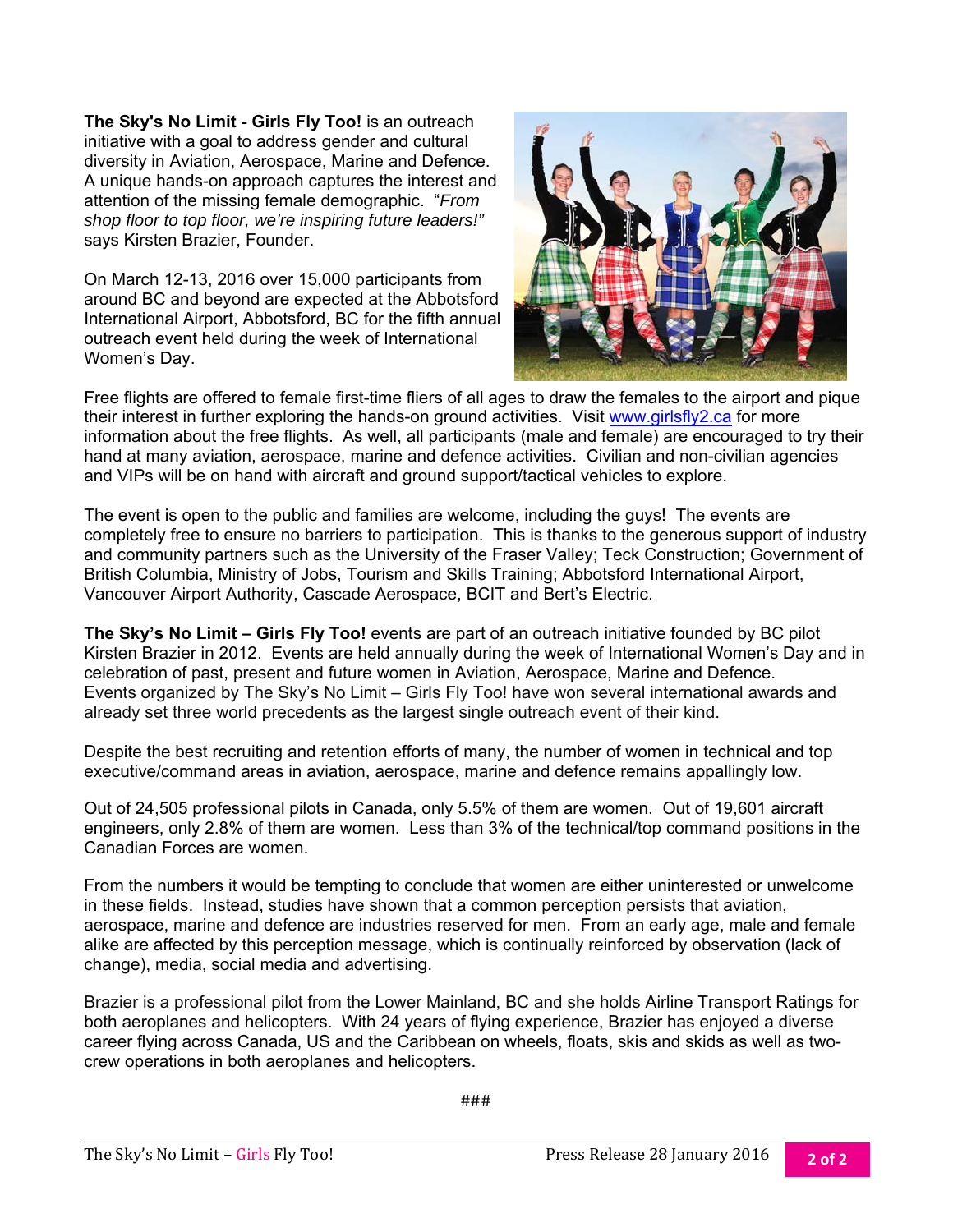**The Sky's No Limit - Girls Fly Too!** is an outreach initiative with a goal to address gender and cultural diversity in Aviation, Aerospace, Marine and Defence. A unique hands-on approach captures the interest and attention of the missing female demographic. "*From shop floor to top floor, we're inspiring future leaders!"* says Kirsten Brazier, Founder.

On March 12-13, 2016 over 15,000 participants from around BC and beyond are expected at the Abbotsford International Airport, Abbotsford, BC for the fifth annual outreach event held during the week of International Women's Day.

Free flights are offered to female first-time fliers of all ages to draw the females to the airport and pique their interest in further exploring the hands-on ground activities. Visit www.girlsfly2.ca for more information about the free flights. As well, all participants (male and female) are encouraged to try their hand at many aviation, aerospace, marine and defence activities. Civilian and non-civilian agencies and VIPs will be on hand with aircraft and ground support/tactical vehicles to explore.

The event is open to the public and families are welcome, including the guys! The events are completely free to ensure no barriers to participation. This is thanks to the generous support of industry and community partners such as the University of the Fraser Valley; Teck Construction; Government of British Columbia, Ministry of Jobs, Tourism and Skills Training; Abbotsford International Airport, Vancouver Airport Authority, Cascade Aerospace, BCIT and Bert's Electric.

**The Sky's No Limit – Girls Fly Too!** events are part of an outreach initiative founded by BC pilot Kirsten Brazier in 2012. Events are held annually during the week of International Women's Day and in celebration of past, present and future women in Aviation, Aerospace, Marine and Defence. Events organized by The Sky's No Limit – Girls Fly Too! have won several international awards and already set three world precedents as the largest single outreach event of their kind.

Despite the best recruiting and retention efforts of many, the number of women in technical and top executive/command areas in aviation, aerospace, marine and defence remains appallingly low.

Out of 24,505 professional pilots in Canada, only 5.5% of them are women. Out of 19,601 aircraft engineers, only 2.8% of them are women. Less than 3% of the technical/top command positions in the Canadian Forces are women.

From the numbers it would be tempting to conclude that women are either uninterested or unwelcome in these fields. Instead, studies have shown that a common perception persists that aviation, aerospace, marine and defence are industries reserved for men. From an early age, male and female alike are affected by this perception message, which is continually reinforced by observation (lack of change), media, social media and advertising.

Brazier is a professional pilot from the Lower Mainland, BC and she holds Airline Transport Ratings for both aeroplanes and helicopters. With 24 years of flying experience, Brazier has enjoyed a diverse career flying across Canada, US and the Caribbean on wheels, floats, skis and skids as well as two-crew operations in both aeroplanes and helicopters.

###